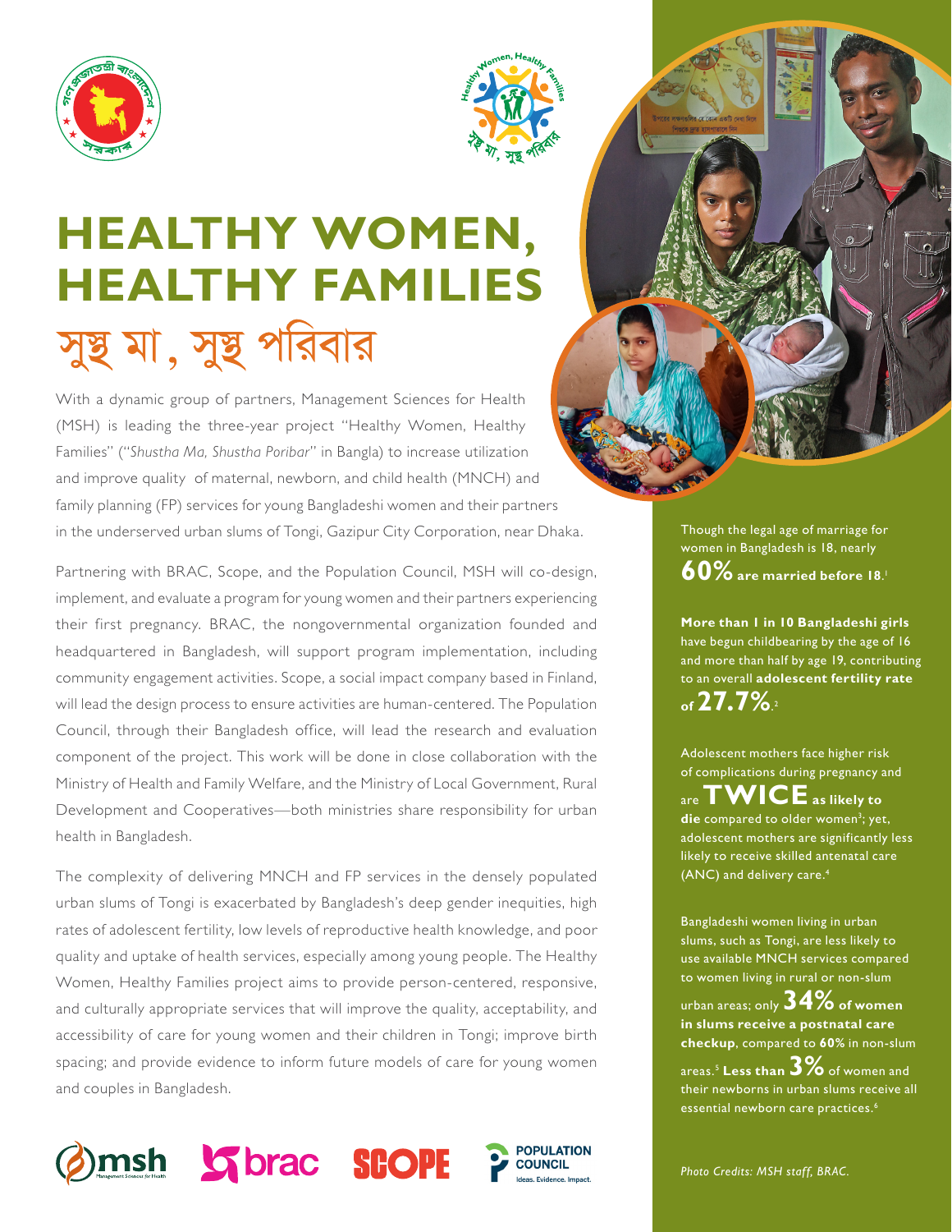# HEALTHY WOMEN, HEALTHY FAMILIES

# সুস্থ মা, সুস্থ পরিবার

With a dynamic group of partners, Management Sciences for Health (MSH) is leading the three-year project "Healthy Women, Healthy Families" (*"Shustha Ma, Shustha Poribar"* in Bangla) to increase utilization and improve quality of maternal, newborn, and child health (MNCH) and family planning (FP) services for young Bangladeshi women and their partners in the underserved urban slums of Tongi, Gazipur City Corporation, near Dhaka.

Partnering with BRAC, Scope, and the Population Council, MSH will co-design, implement, and evaluate a program for young women and their partners experiencing their first pregnancy. BRAC, the nongovernmental organization founded and headquartered in Bangladesh, will support program implementation, including community engagement activities. Scope, a social impact company based in Finland, will lead the design process to ensure activities are human-centered. The Population Council, through their Bangladesh office, will lead the research and evaluation component of the project. This work will be done in close collaboration with the Ministry of Health and Family Welfare, and the Ministry of Local Government, Rural Development and Cooperatives—both ministries share responsibility for urban health in Bangladesh.

The complexity of delivering MNCH and FP services in the densely populated urban slums of Tongi is exacerbated by Bangladesh's deep gender inequities, high rates of adolescent fertility, low levels of reproductive health knowledge, and poor quality and uptake of health services, especially among young people. The Healthy Women, Healthy Families project aims to provide person-centered, responsive, and culturally appropriate services that will improve the quality, acceptability, and accessibility of care for young women and their children in Tongi; improve birth spacing; and provide evidence to inform future models of care for young women and couples in Bangladesh.

Though the legal age of marriage for women in Bangladesh is 18, nearly **60% are married before 18**.[1]

**More than 1 in 10 Bangladeshi girls** have begun childbearing by the age of 16 and more than half by age 19, contributing to an overall **adolescent fertility rate of 27.7%**.[2]

Adolescent mothers face higher risk of complications during pregnancy and are **TWICE as likely to die** compared to older women[3]; yet, adolescent mothers are significantly less likely to receive skilled antenatal care (ANC) and delivery care.[4]

Bangladeshi women living in urban slums, such as Tongi, are less likely to use available MNCH services compared to women living in rural or non-slum urban areas; only **34% of women in slums receive a postnatal care checkup**, compared to **60%** in non-slum areas.[5] **Less than 3%** of women and their newborns in urban slums receive all essential newborn care practices.[6]

*Photo Credits: MSH staff, BRAC.*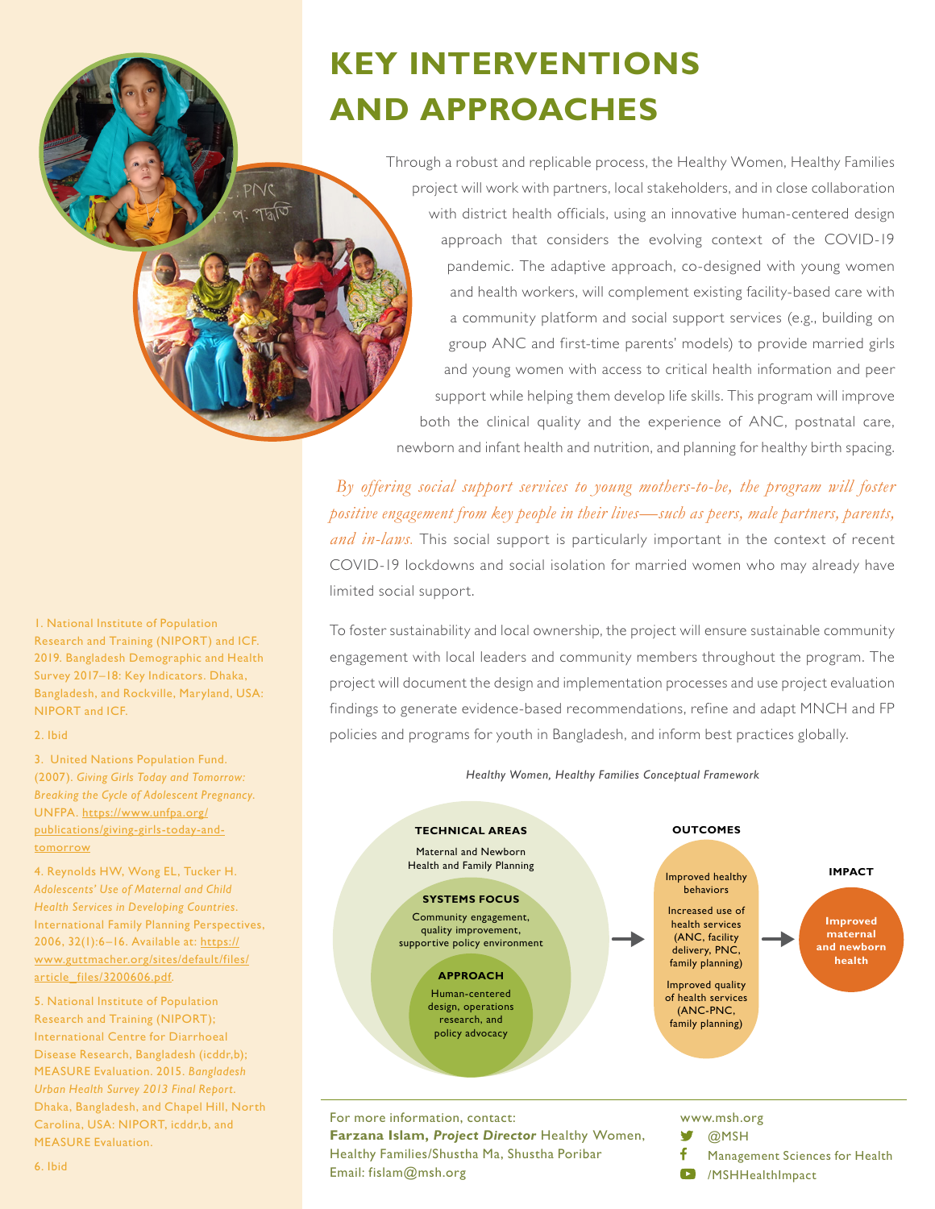# KEY INTERVENTIONS AND APPROACHES

Through a robust and replicable process, the Healthy Women, Healthy Families project will work with partners, local stakeholders, and in close collaboration with district health officials, using an innovative human-centered design approach that considers the evolving context of the COVID-19 pandemic. The adaptive approach, co-designed with young women and health workers, will complement existing facility-based care with a community platform and social support services (e.g., building on group ANC and first-time parents' models) to provide married girls and young women with access to critical health information and peer support while helping them develop life skills. This program will improve both the clinical quality and the experience of ANC, postnatal care, newborn and infant health and nutrition, and planning for healthy birth spacing.

*By offering social support services to young mothers-to-be, the program will foster positive engagement from key people in their lives—such as peers, male partners, parents, and in-laws.* This social support is particularly important in the context of recent COVID-19 lockdowns and social isolation for married women who may already have limited social support.

To foster sustainability and local ownership, the project will ensure sustainable community engagement with local leaders and community members throughout the program. The project will document the design and implementation processes and use project evaluation findings to generate evidence-based recommendations, refine and adapt MNCH and FP policies and programs for youth in Bangladesh, and inform best practices globally.

*Healthy Women, Healthy Families Conceptual Framework*

**TECHNICAL AREAS**
Maternal and Newborn Health and Family Planning

**SYSTEMS FOCUS**
Community engagement, quality improvement, supportive policy environment

**APPROACH**
Human-centered design, operations research, and policy advocacy

**OUTCOMES**
Improved healthy behaviors
Increased use of health services (ANC, facility delivery, PNC, family planning)
Improved quality of health services (ANC-PNC, family planning)

**IMPACT**
Improved maternal and newborn health

1. National Institute of Population Research and Training (NIPORT) and ICF. 2019. Bangladesh Demographic and Health Survey 2017–18: Key Indicators. Dhaka, Bangladesh, and Rockville, Maryland, USA: NIPORT and ICF.

2. Ibid

3. United Nations Population Fund. (2007). *Giving Girls Today and Tomorrow: Breaking the Cycle of Adolescent Pregnancy.* UNFPA. https://www.unfpa.org/publications/giving-girls-today-and-tomorrow

4. Reynolds HW, Wong EL, Tucker H. *Adolescents' Use of Maternal and Child Health Services in Developing Countries.* International Family Planning Perspectives, 2006, 32(1):6–16. Available at: https://www.guttmacher.org/sites/default/files/article_files/3200606.pdf.

5. National Institute of Population Research and Training (NIPORT); International Centre for Diarrhoeal Disease Research, Bangladesh (icddr,b); MEASURE Evaluation. 2015. *Bangladesh Urban Health Survey 2013 Final Report.* Dhaka, Bangladesh, and Chapel Hill, North Carolina, USA: NIPORT, icddr,b, and MEASURE Evaluation.

6. Ibid

For more information, contact:
**Farzana Islam, *Project Director*** Healthy Women, Healthy Families/Shustha Ma, Shustha Poribar
Email: fislam@msh.org

www.msh.org
@MSH
Management Sciences for Health
/MSHHealthImpact